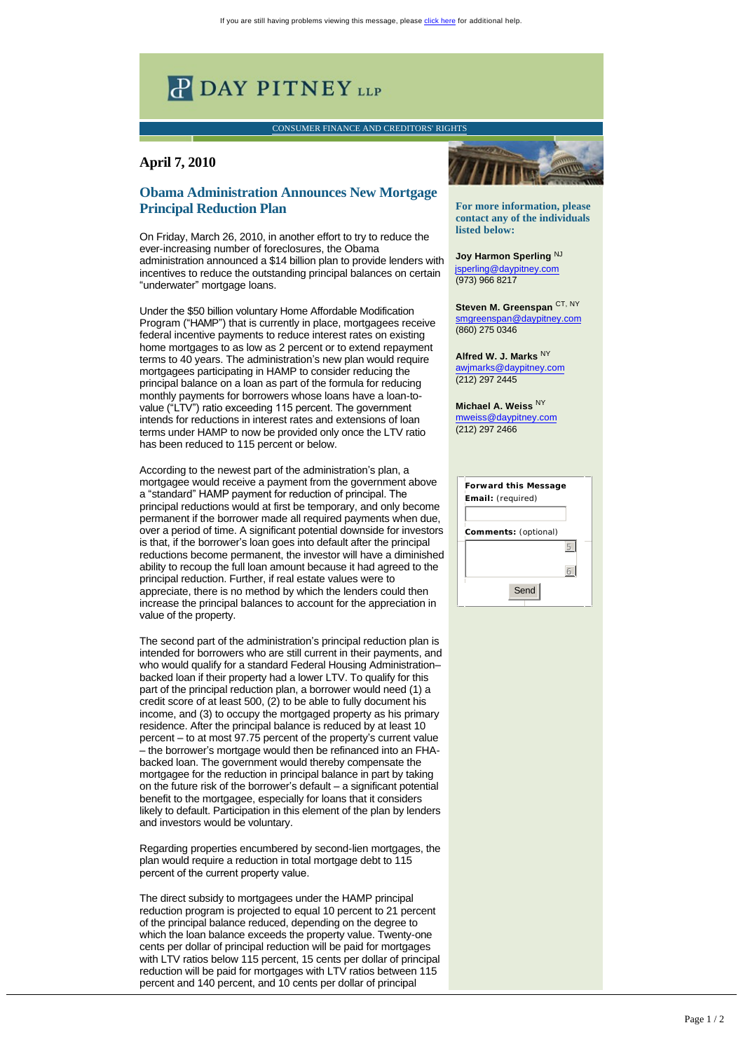If you are still having problems viewing this message, please click here for additional help.

DAY PITNEY LLP

CONSUMER FINANCE AND CREDITORS' RIGHTS

## April 7, 2010

# Obama Administration Announces New Mortgage Principal Reduction Plan

On Friday, March 26, 2010, in another effort to try to reduce the ever-increasing number of foreclosures, the Obama administration announced a $14 billion plan to provide lenders with incentives to reduce the outstanding principal balances on certain "underwater" mortgage loans.

Under the $50 billion voluntary Home Affordable Modification Program ("HAMP") that is currently in place, mortgagees receive federal incentive payments to reduce interest rates on existing home mortgages to as low as 2 percent or to extend repayment terms to 40 years. The administration's new plan would require mortgagees participating in HAMP to consider reducing the principal balance on a loan as part of the formula for reducing monthly payments for borrowers whose loans have a loan-to-value ("LTV") ratio exceeding 115 percent. The government intends for reductions in interest rates and extensions of loan terms under HAMP to now be provided only once the LTV ratio has been reduced to 115 percent or below.

According to the newest part of the administration's plan, a mortgagee would receive a payment from the government above a "standard" HAMP payment for reduction of principal. The principal reductions would at first be temporary, and only become permanent if the borrower made all required payments when due, over a period of time. A significant potential downside for investors is that, if the borrower's loan goes into default after the principal reductions become permanent, the investor will have a diminished ability to recoup the full loan amount because it had agreed to the principal reduction. Further, if real estate values were to appreciate, there is no method by which the lenders could then increase the principal balances to account for the appreciation in value of the property.

The second part of the administration's principal reduction plan is intended for borrowers who are still current in their payments, and who would qualify for a standard Federal Housing Administration–backed loan if their property had a lower LTV. To qualify for this part of the principal reduction plan, a borrower would need (1) a credit score of at least 500, (2) to be able to fully document his income, and (3) to occupy the mortgaged property as his primary residence. After the principal balance is reduced by at least 10 percent – to at most 97.75 percent of the property's current value – the borrower's mortgage would then be refinanced into an FHA-backed loan. The government would thereby compensate the mortgagee for the reduction in principal balance in part by taking on the future risk of the borrower's default – a significant potential benefit to the mortgagee, especially for loans that it considers likely to default. Participation in this element of the plan by lenders and investors would be voluntary.

Regarding properties encumbered by second-lien mortgages, the plan would require a reduction in total mortgage debt to 115 percent of the current property value.

The direct subsidy to mortgagees under the HAMP principal reduction program is projected to equal 10 percent to 21 percent of the principal balance reduced, depending on the degree to which the loan balance exceeds the property value. Twenty-one cents per dollar of principal reduction will be paid for mortgages with LTV ratios below 115 percent, 15 cents per dollar of principal reduction will be paid for mortgages with LTV ratios between 115 percent and 140 percent, and 10 cents per dollar of principal

**For more information, please contact any of the individuals listed below:**

**Joy Harmon Sperling** NJ
jsperling@daypitney.com
(973) 966 8217

**Steven M. Greenspan** CT, NY
smgreenspan@daypitney.com
(860) 275 0346

**Alfred W. J. Marks** NY
awjmarks@daypitney.com
(212) 297 2445

**Michael A. Weiss** NY
mweiss@daypitney.com
(212) 297 2466

**Forward this Message**
**Email:** (required)

**Comments:** (optional)

Send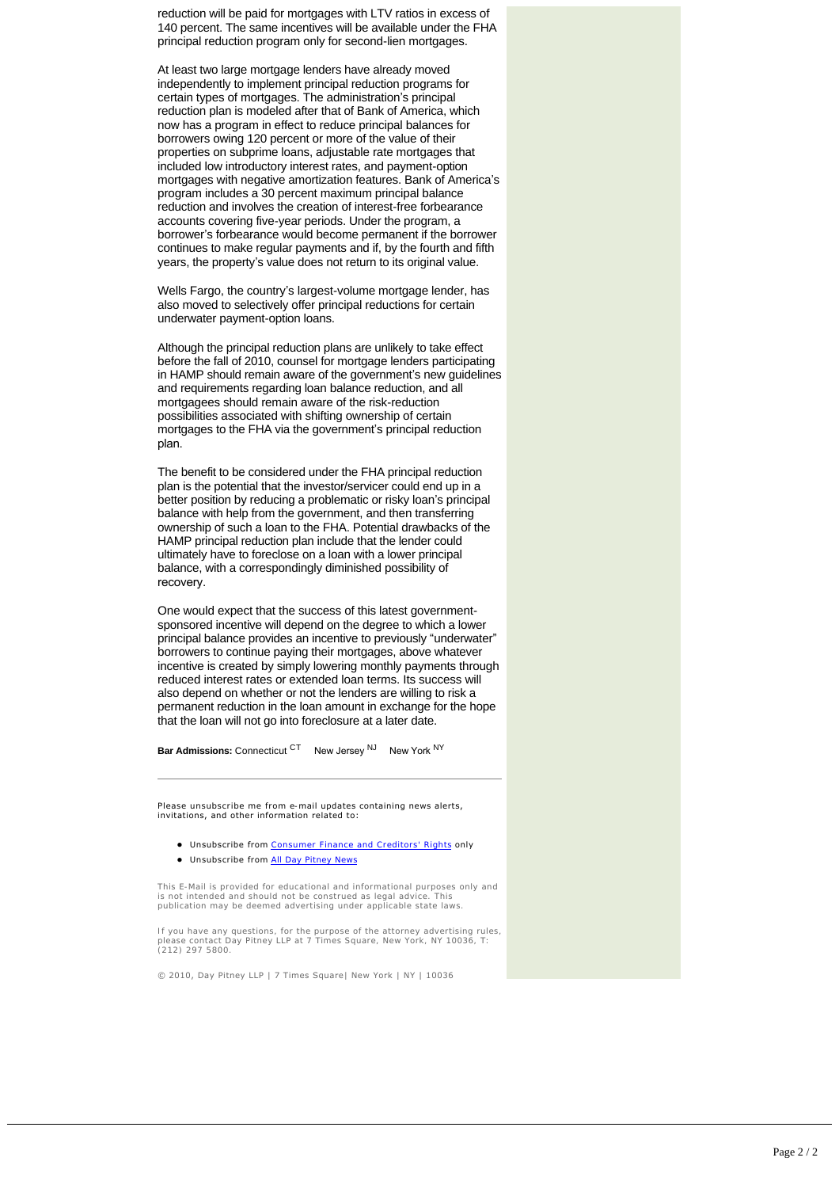reduction will be paid for mortgages with LTV ratios in excess of 140 percent. The same incentives will be available under the FHA principal reduction program only for second-lien mortgages.

At least two large mortgage lenders have already moved independently to implement principal reduction programs for certain types of mortgages. The administration's principal reduction plan is modeled after that of Bank of America, which now has a program in effect to reduce principal balances for borrowers owing 120 percent or more of the value of their properties on subprime loans, adjustable rate mortgages that included low introductory interest rates, and payment-option mortgages with negative amortization features. Bank of America's program includes a 30 percent maximum principal balance reduction and involves the creation of interest-free forbearance accounts covering five-year periods. Under the program, a borrower's forbearance would become permanent if the borrower continues to make regular payments and if, by the fourth and fifth years, the property's value does not return to its original value.

Wells Fargo, the country's largest-volume mortgage lender, has also moved to selectively offer principal reductions for certain underwater payment-option loans.

Although the principal reduction plans are unlikely to take effect before the fall of 2010, counsel for mortgage lenders participating in HAMP should remain aware of the government's new guidelines and requirements regarding loan balance reduction, and all mortgagees should remain aware of the risk-reduction possibilities associated with shifting ownership of certain mortgages to the FHA via the government's principal reduction plan.

The benefit to be considered under the FHA principal reduction plan is the potential that the investor/servicer could end up in a better position by reducing a problematic or risky loan's principal balance with help from the government, and then transferring ownership of such a loan to the FHA. Potential drawbacks of the HAMP principal reduction plan include that the lender could ultimately have to foreclose on a loan with a lower principal balance, with a correspondingly diminished possibility of recovery.

One would expect that the success of this latest government-sponsored incentive will depend on the degree to which a lower principal balance provides an incentive to previously "underwater" borrowers to continue paying their mortgages, above whatever incentive is created by simply lowering monthly payments through reduced interest rates or extended loan terms. Its success will also depend on whether or not the lenders are willing to risk a permanent reduction in the loan amount in exchange for the hope that the loan will not go into foreclosure at a later date.

**Bar Admissions:** Connecticut CT New Jersey NJ New York NY

---

Please unsubscribe me from e-mail updates containing news alerts, invitations, and other information related to:

- Unsubscribe from Consumer Finance and Creditors' Rights only
- Unsubscribe from All Day Pitney News

This E-Mail is provided for educational and informational purposes only and is not intended and should not be construed as legal advice. This publication may be deemed advertising under applicable state laws.

If you have any questions, for the purpose of the attorney advertising rules, please contact Day Pitney LLP at 7 Times Square, New York, NY 10036, T: (212) 297 5800.

© 2010, Day Pitney LLP | 7 Times Square| New York | NY | 10036